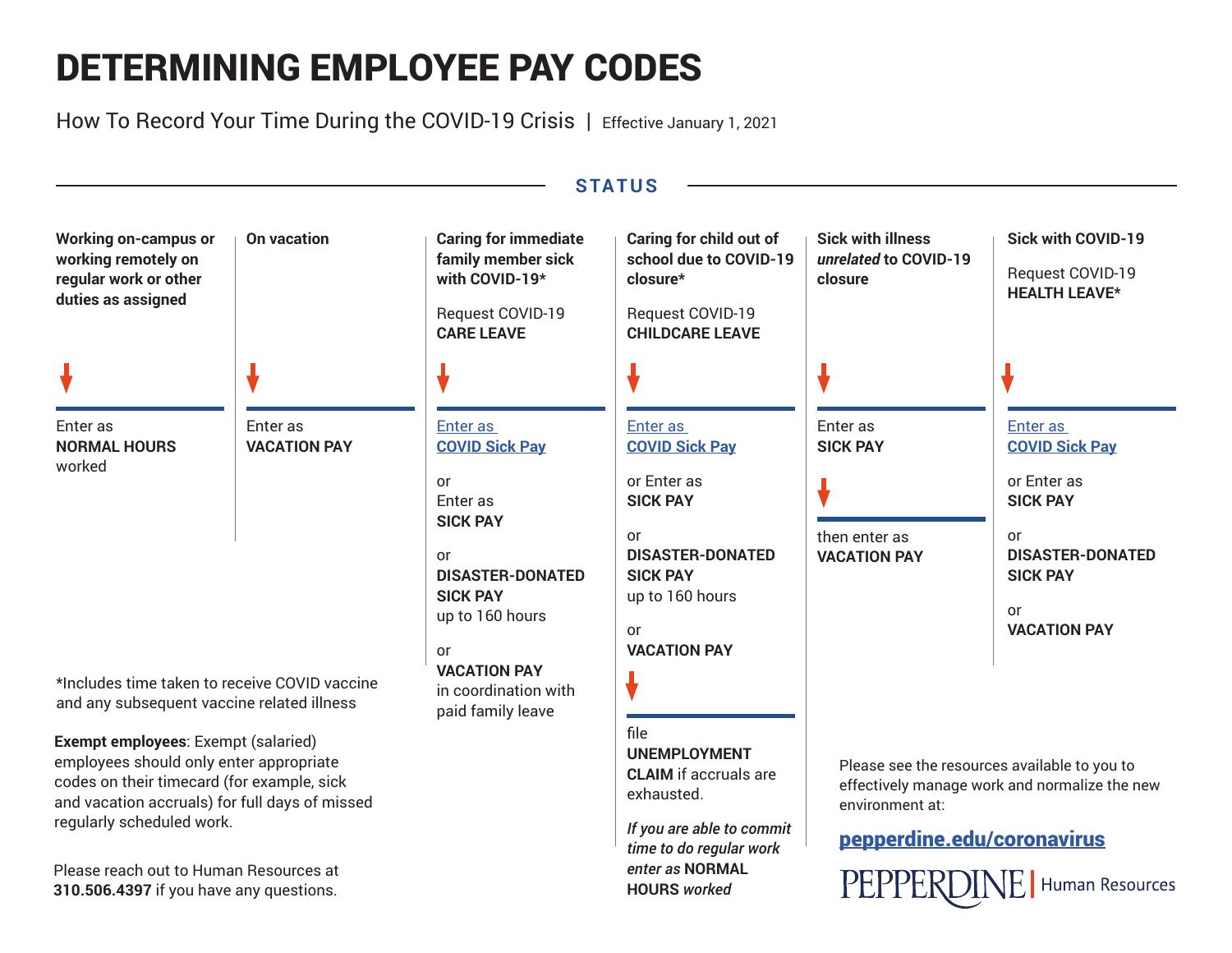# DETERMINING EMPLOYEE PAY CODES

How To Record Your Time During the COVID-19 Crisis | Effective January 1, 2021

## STATUS

### Working on-campus or working remotely on regular work or other duties as assigned

↓

Enter as **NORMAL HOURS** worked

### On vacation

↓

Enter as **VACATION PAY**

### Caring for immediate family member sick with COVID-19*

Request COVID-19 **CARE LEAVE**

↓

Enter as **COVID Sick Pay**

or
Enter as **SICK PAY**

or
**DISASTER-DONATED SICK PAY** up to 160 hours

or
**VACATION PAY** in coordination with paid family leave

### Caring for child out of school due to COVID-19 closure*

Request COVID-19 **CHILDCARE LEAVE**

↓

Enter as **COVID Sick Pay**

or Enter as **SICK PAY**

or
**DISASTER-DONATED SICK PAY** up to 160 hours

or
**VACATION PAY**

↓

file **UNEMPLOYMENT CLAIM** if accruals are exhausted.

*If you are able to commit time to do regular work enter as* **NORMAL HOURS** *worked*

### Sick with illness *unrelated* to COVID-19 closure

↓

Enter as **SICK PAY**

↓

then enter as **VACATION PAY**

### Sick with COVID-19

Request COVID-19 **HEALTH LEAVE***

↓

Enter as **COVID Sick Pay**

or Enter as **SICK PAY**

or
**DISASTER-DONATED SICK PAY**

or
**VACATION PAY**

---

*Includes time taken to receive COVID vaccine and any subsequent vaccine related illness

**Exempt employees**: Exempt (salaried) employees should only enter appropriate codes on their timecard (for example, sick and vacation accruals) for full days of missed regularly scheduled work.

Please reach out to Human Resources at **310.506.4397** if you have any questions.

Please see the resources available to you to effectively manage work and normalize the new environment at:

**pepperdine.edu/coronavirus**

PEPPERDINE | Human Resources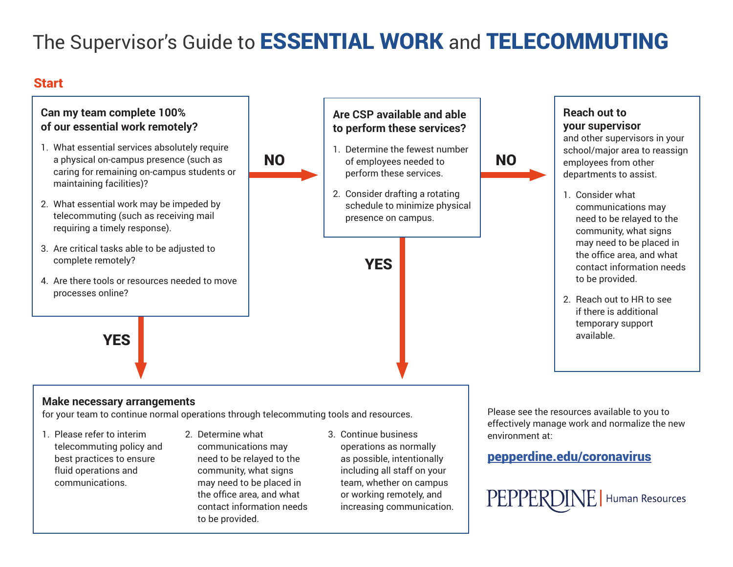# The Supervisor's Guide to **ESSENTIAL WORK** and **TELECOMMUTING**

**Start**

### Can my team complete 100% of our essential work remotely?

1. What essential services absolutely require a physical on-campus presence (such as caring for remaining on-campus students or maintaining facilities)?
2. What essential work may be impeded by telecommuting (such as receiving mail requiring a timely response).
3. Are critical tasks able to be adjusted to complete remotely?
4. Are there tools or resources needed to move processes online?

**NO** →

### Are CSP available and able to perform these services?

1. Determine the fewest number of employees needed to perform these services.
2. Consider drafting a rotating schedule to minimize physical presence on campus.

**NO** →

### Reach out to your supervisor

and other supervisors in your school/major area to reassign employees from other departments to assist.

1. Consider what communications may need to be relayed to the community, what signs may need to be placed in the office area, and what contact information needs to be provided.
2. Reach out to HR to see if there is additional temporary support available.

**YES** ↓ (from both "Can my team complete 100% of our essential work remotely?" and "Are CSP available and able to perform these services?")

### Make necessary arrangements

for your team to continue normal operations through telecommuting tools and resources.

1. Please refer to interim telecommuting policy and best practices to ensure fluid operations and communications.
2. Determine what communications may need to be relayed to the community, what signs may need to be placed in the office area, and what contact information needs to be provided.
3. Continue business operations as normally as possible, intentionally including all staff on your team, whether on campus or working remotely, and increasing communication.

Please see the resources available to you to effectively manage work and normalize the new environment at:

**pepperdine.edu/coronavirus**

PEPPERDINE | Human Resources